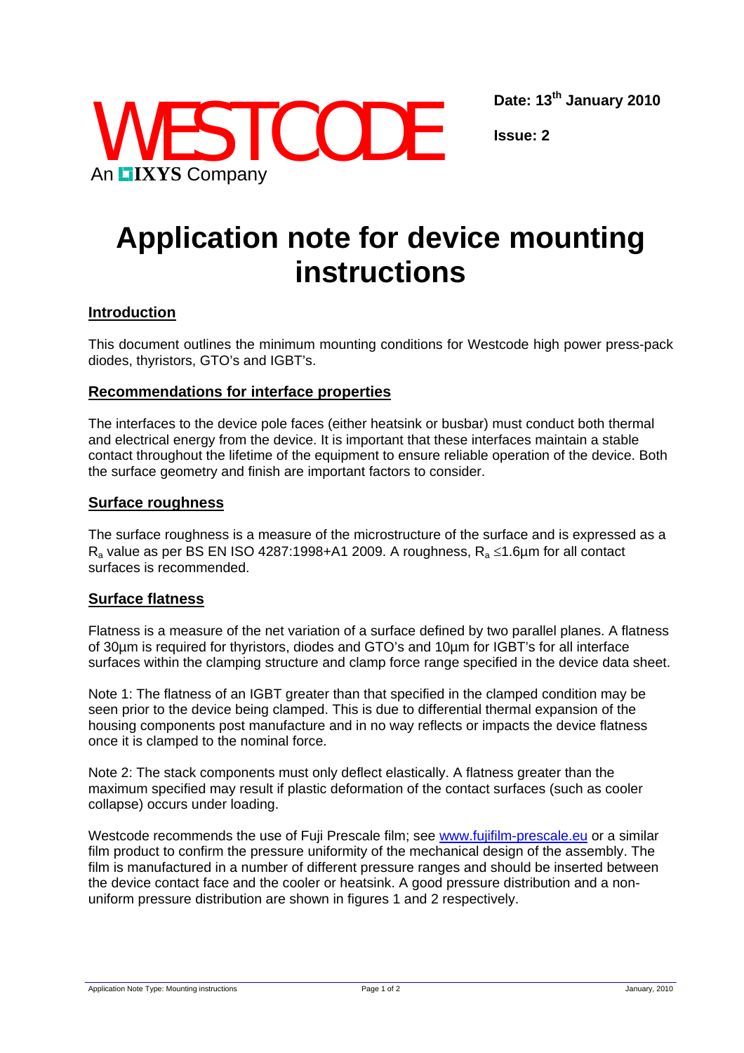WESTCODE

An IXYS Company

**Date: 13th January 2010**

**Issue: 2**

# Application note for device mounting instructions

## Introduction

This document outlines the minimum mounting conditions for Westcode high power press-pack diodes, thyristors, GTO's and IGBT's.

## Recommendations for interface properties

The interfaces to the device pole faces (either heatsink or busbar) must conduct both thermal and electrical energy from the device. It is important that these interfaces maintain a stable contact throughout the lifetime of the equipment to ensure reliable operation of the device. Both the surface geometry and finish are important factors to consider.

## Surface roughness

The surface roughness is a measure of the microstructure of the surface and is expressed as a $R_a$ value as per BS EN ISO 4287:1998+A1 2009. A roughness, $R_a \leq 1.6\mu m$ for all contact surfaces is recommended.

## Surface flatness

Flatness is a measure of the net variation of a surface defined by two parallel planes. A flatness of 30µm is required for thyristors, diodes and GTO's and 10µm for IGBT's for all interface surfaces within the clamping structure and clamp force range specified in the device data sheet.

Note 1: The flatness of an IGBT greater than that specified in the clamped condition may be seen prior to the device being clamped. This is due to differential thermal expansion of the housing components post manufacture and in no way reflects or impacts the device flatness once it is clamped to the nominal force.

Note 2: The stack components must only deflect elastically. A flatness greater than the maximum specified may result if plastic deformation of the contact surfaces (such as cooler collapse) occurs under loading.

Westcode recommends the use of Fuji Prescale film; see www.fujifilm-prescale.eu or a similar film product to confirm the pressure uniformity of the mechanical design of the assembly. The film is manufactured in a number of different pressure ranges and should be inserted between the device contact face and the cooler or heatsink. A good pressure distribution and a non-uniform pressure distribution are shown in figures 1 and 2 respectively.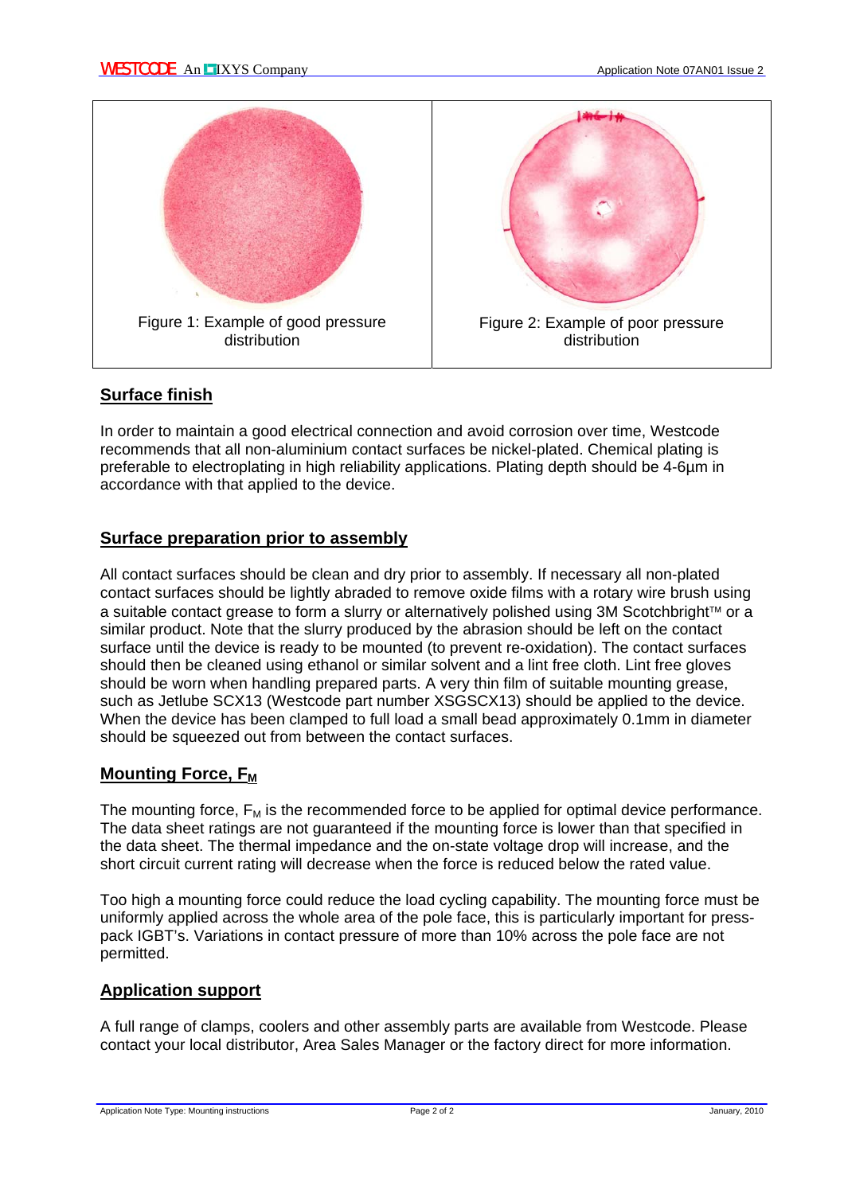Figure 1: Example of good pressure distribution

Figure 2: Example of poor pressure distribution

## Surface finish

In order to maintain a good electrical connection and avoid corrosion over time, Westcode recommends that all non-aluminium contact surfaces be nickel-plated. Chemical plating is preferable to electroplating in high reliability applications. Plating depth should be 4-6µm in accordance with that applied to the device.

## Surface preparation prior to assembly

All contact surfaces should be clean and dry prior to assembly. If necessary all non-plated contact surfaces should be lightly abraded to remove oxide films with a rotary wire brush using a suitable contact grease to form a slurry or alternatively polished using 3M Scotchbright™ or a similar product. Note that the slurry produced by the abrasion should be left on the contact surface until the device is ready to be mounted (to prevent re-oxidation). The contact surfaces should then be cleaned using ethanol or similar solvent and a lint free cloth. Lint free gloves should be worn when handling prepared parts. A very thin film of suitable mounting grease, such as Jetlube SCX13 (Westcode part number XSGSCX13) should be applied to the device. When the device has been clamped to full load a small bead approximately 0.1mm in diameter should be squeezed out from between the contact surfaces.

## Mounting Force, $F_M$

The mounting force, $F_M$ is the recommended force to be applied for optimal device performance. The data sheet ratings are not guaranteed if the mounting force is lower than that specified in the data sheet. The thermal impedance and the on-state voltage drop will increase, and the short circuit current rating will decrease when the force is reduced below the rated value.

Too high a mounting force could reduce the load cycling capability. The mounting force must be uniformly applied across the whole area of the pole face, this is particularly important for press-pack IGBT's. Variations in contact pressure of more than 10% across the pole face are not permitted.

## Application support

A full range of clamps, coolers and other assembly parts are available from Westcode. Please contact your local distributor, Area Sales Manager or the factory direct for more information.